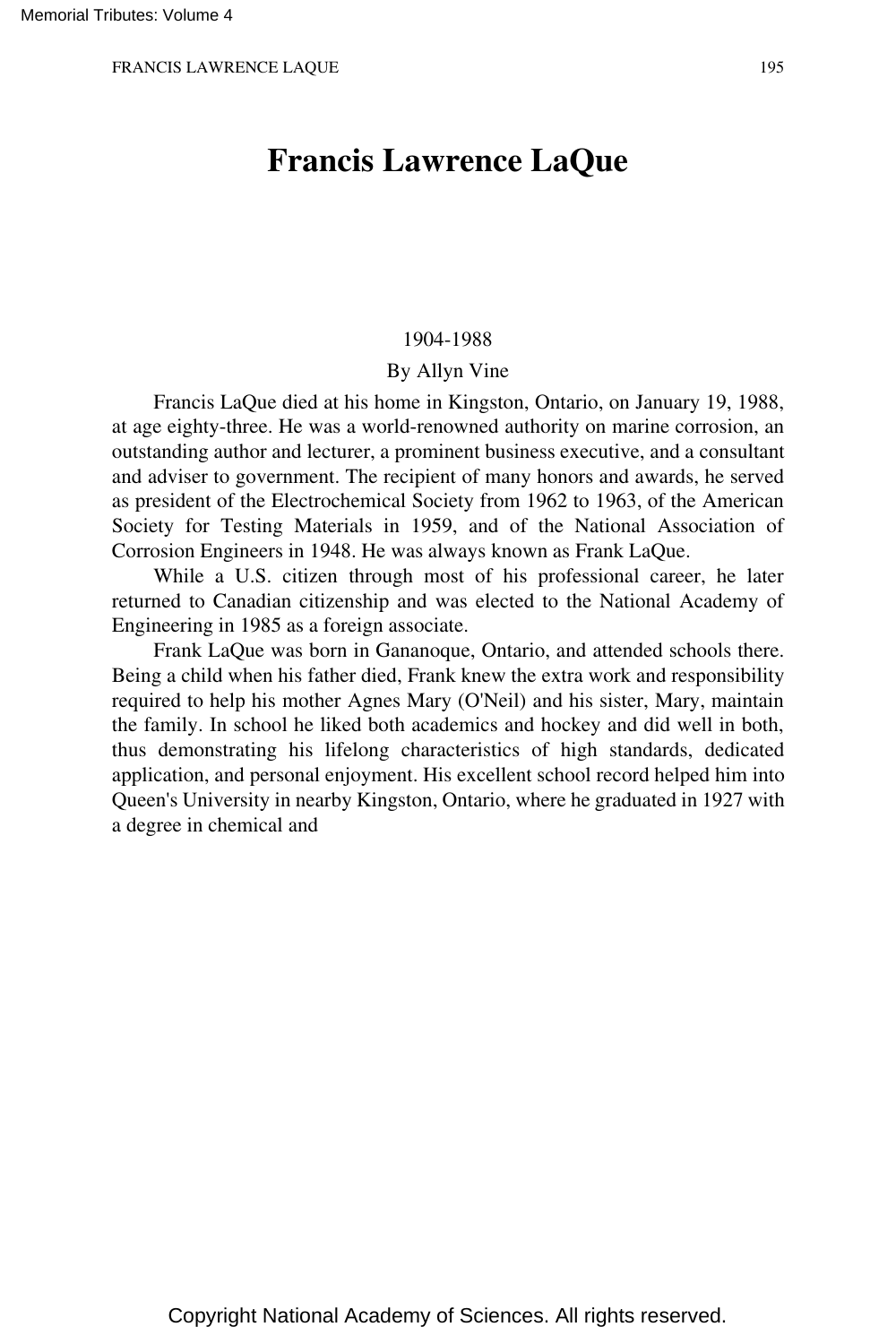# Francis Lawrence LaQue

1904-1988

By Allyn Vine

Francis LaQue died at his home in Kingston, Ontario, on January 19, 1988, at age eighty-three. He was a world-renowned authority on marine corrosion, an outstanding author and lecturer, a prominent business executive, and a consultant and adviser to government. The recipient of many honors and awards, he served as president of the Electrochemical Society from 1962 to 1963, of the American Society for Testing Materials in 1959, and of the National Association of Corrosion Engineers in 1948. He was always known as Frank LaQue.

While a U.S. citizen through most of his professional career, he later returned to Canadian citizenship and was elected to the National Academy of Engineering in 1985 as a foreign associate.

Frank LaQue was born in Gananoque, Ontario, and attended schools there. Being a child when his father died, Frank knew the extra work and responsibility required to help his mother Agnes Mary (O'Neil) and his sister, Mary, maintain the family. In school he liked both academics and hockey and did well in both, thus demonstrating his lifelong characteristics of high standards, dedicated application, and personal enjoyment. His excellent school record helped him into Queen's University in nearby Kingston, Ontario, where he graduated in 1927 with a degree in chemical and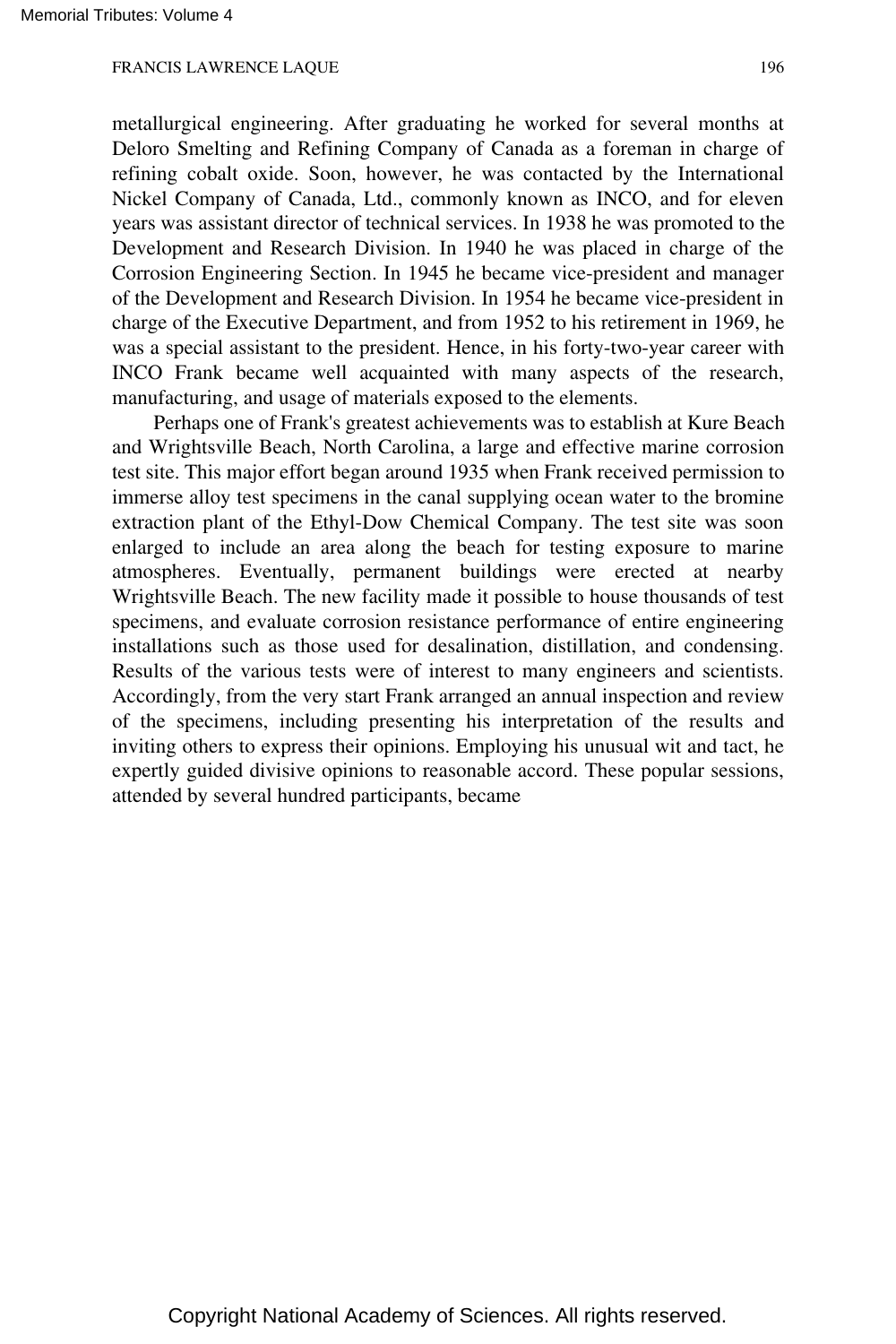metallurgical engineering. After graduating he worked for several months at Deloro Smelting and Refining Company of Canada as a foreman in charge of refining cobalt oxide. Soon, however, he was contacted by the International Nickel Company of Canada, Ltd., commonly known as INCO, and for eleven years was assistant director of technical services. In 1938 he was promoted to the Development and Research Division. In 1940 he was placed in charge of the Corrosion Engineering Section. In 1945 he became vice-president and manager of the Development and Research Division. In 1954 he became vice-president in charge of the Executive Department, and from 1952 to his retirement in 1969, he was a special assistant to the president. Hence, in his forty-two-year career with INCO Frank became well acquainted with many aspects of the research, manufacturing, and usage of materials exposed to the elements.

Perhaps one of Frank's greatest achievements was to establish at Kure Beach and Wrightsville Beach, North Carolina, a large and effective marine corrosion test site. This major effort began around 1935 when Frank received permission to immerse alloy test specimens in the canal supplying ocean water to the bromine extraction plant of the Ethyl-Dow Chemical Company. The test site was soon enlarged to include an area along the beach for testing exposure to marine atmospheres. Eventually, permanent buildings were erected at nearby Wrightsville Beach. The new facility made it possible to house thousands of test specimens, and evaluate corrosion resistance performance of entire engineering installations such as those used for desalination, distillation, and condensing. Results of the various tests were of interest to many engineers and scientists. Accordingly, from the very start Frank arranged an annual inspection and review of the specimens, including presenting his interpretation of the results and inviting others to express their opinions. Employing his unusual wit and tact, he expertly guided divisive opinions to reasonable accord. These popular sessions, attended by several hundred participants, became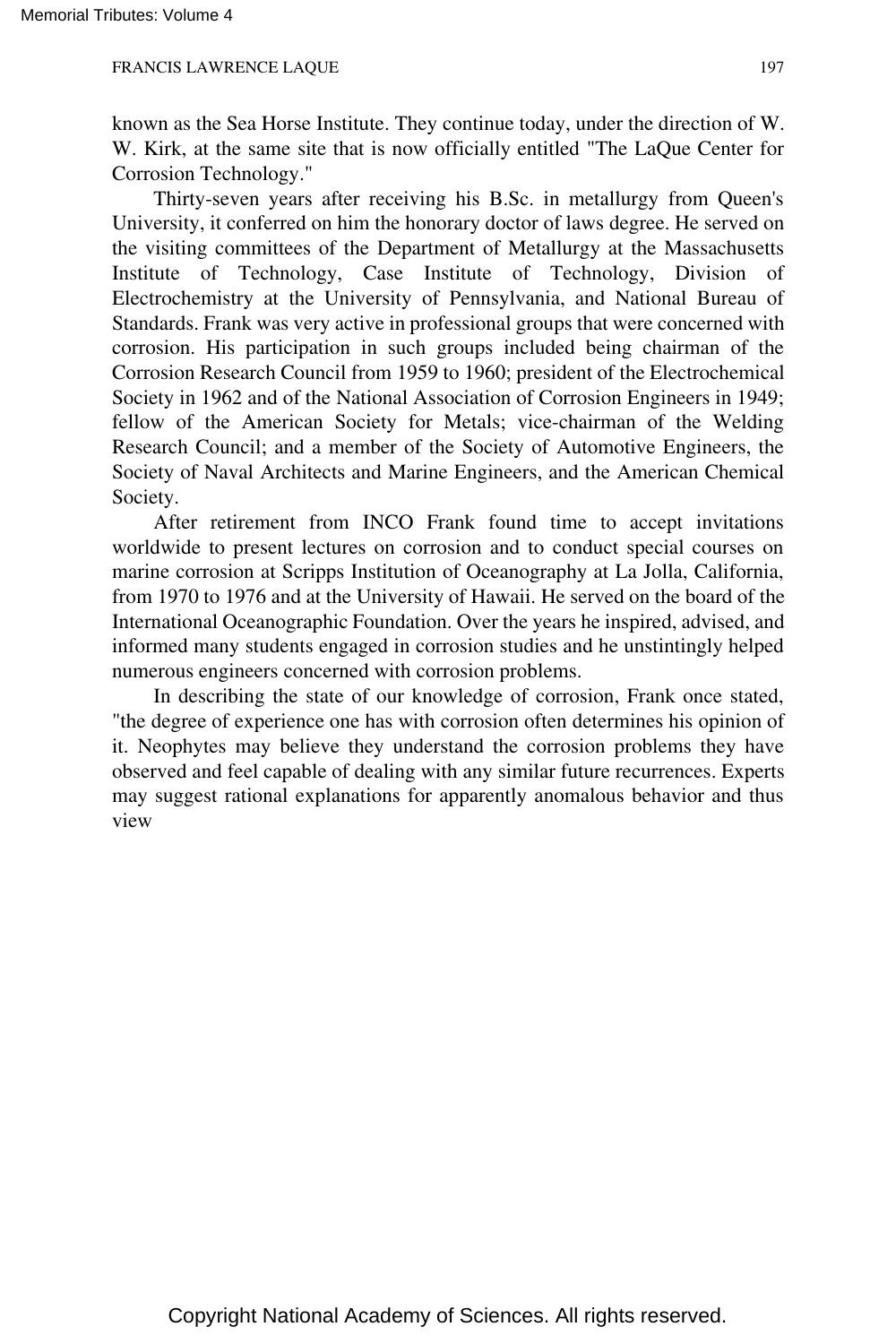known as the Sea Horse Institute. They continue today, under the direction of W. W. Kirk, at the same site that is now officially entitled "The LaQue Center for Corrosion Technology."

Thirty-seven years after receiving his B.Sc. in metallurgy from Queen's University, it conferred on him the honorary doctor of laws degree. He served on the visiting committees of the Department of Metallurgy at the Massachusetts Institute of Technology, Case Institute of Technology, Division of Electrochemistry at the University of Pennsylvania, and National Bureau of Standards. Frank was very active in professional groups that were concerned with corrosion. His participation in such groups included being chairman of the Corrosion Research Council from 1959 to 1960; president of the Electrochemical Society in 1962 and of the National Association of Corrosion Engineers in 1949; fellow of the American Society for Metals; vice-chairman of the Welding Research Council; and a member of the Society of Automotive Engineers, the Society of Naval Architects and Marine Engineers, and the American Chemical Society.

After retirement from INCO Frank found time to accept invitations worldwide to present lectures on corrosion and to conduct special courses on marine corrosion at Scripps Institution of Oceanography at La Jolla, California, from 1970 to 1976 and at the University of Hawaii. He served on the board of the International Oceanographic Foundation. Over the years he inspired, advised, and informed many students engaged in corrosion studies and he unstintingly helped numerous engineers concerned with corrosion problems.

In describing the state of our knowledge of corrosion, Frank once stated, "the degree of experience one has with corrosion often determines his opinion of it. Neophytes may believe they understand the corrosion problems they have observed and feel capable of dealing with any similar future recurrences. Experts may suggest rational explanations for apparently anomalous behavior and thus view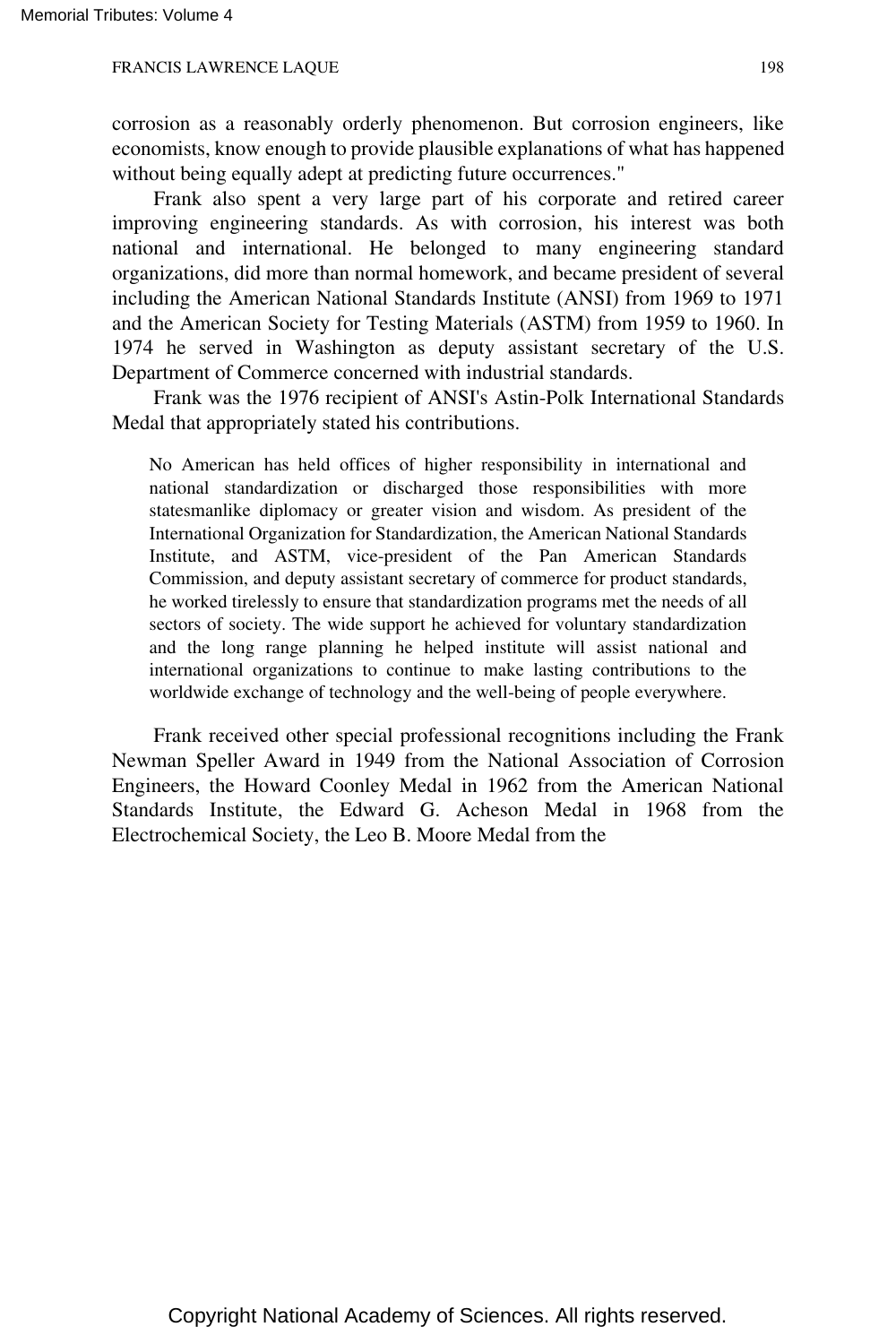corrosion as a reasonably orderly phenomenon. But corrosion engineers, like economists, know enough to provide plausible explanations of what has happened without being equally adept at predicting future occurrences."

Frank also spent a very large part of his corporate and retired career improving engineering standards. As with corrosion, his interest was both national and international. He belonged to many engineering standard organizations, did more than normal homework, and became president of several including the American National Standards Institute (ANSI) from 1969 to 1971 and the American Society for Testing Materials (ASTM) from 1959 to 1960. In 1974 he served in Washington as deputy assistant secretary of the U.S. Department of Commerce concerned with industrial standards.

Frank was the 1976 recipient of ANSI's Astin-Polk International Standards Medal that appropriately stated his contributions.

> No American has held offices of higher responsibility in international and national standardization or discharged those responsibilities with more statesmanlike diplomacy or greater vision and wisdom. As president of the International Organization for Standardization, the American National Standards Institute, and ASTM, vice-president of the Pan American Standards Commission, and deputy assistant secretary of commerce for product standards, he worked tirelessly to ensure that standardization programs met the needs of all sectors of society. The wide support he achieved for voluntary standardization and the long range planning he helped institute will assist national and international organizations to continue to make lasting contributions to the worldwide exchange of technology and the well-being of people everywhere.

Frank received other special professional recognitions including the Frank Newman Speller Award in 1949 from the National Association of Corrosion Engineers, the Howard Coonley Medal in 1962 from the American National Standards Institute, the Edward G. Acheson Medal in 1968 from the Electrochemical Society, the Leo B. Moore Medal from the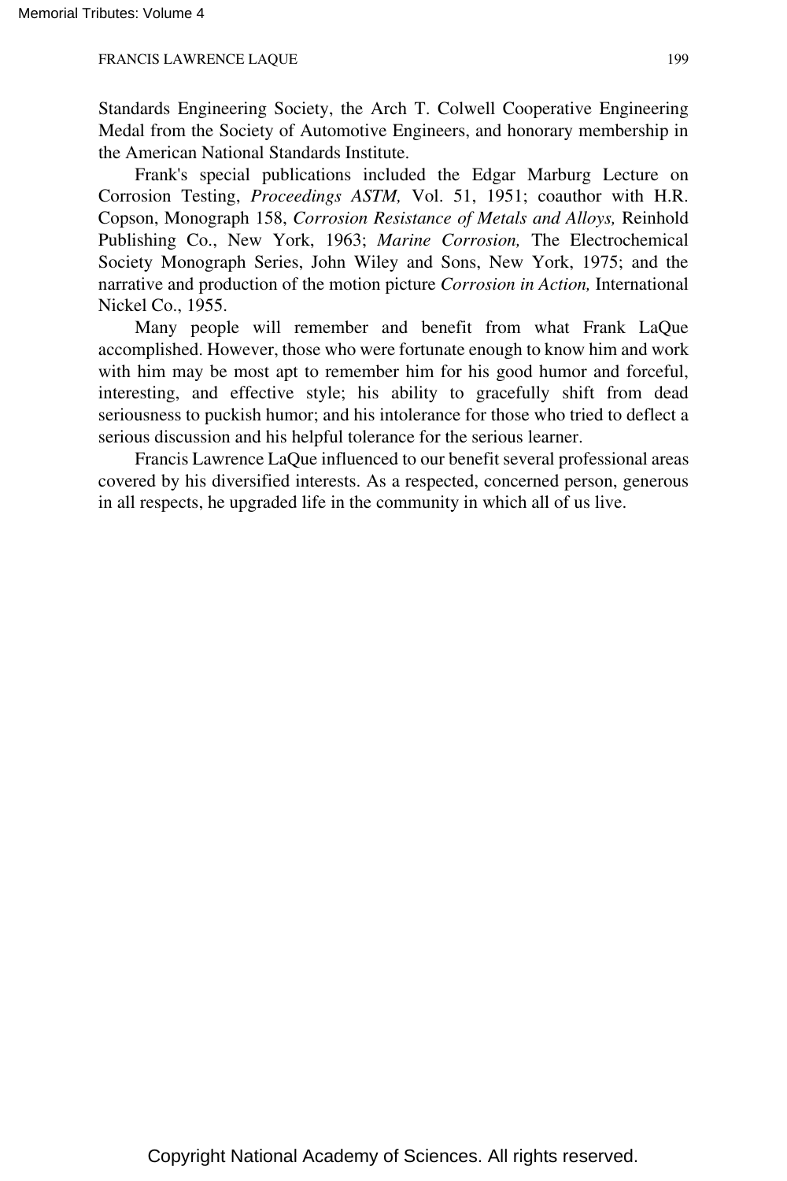Standards Engineering Society, the Arch T. Colwell Cooperative Engineering Medal from the Society of Automotive Engineers, and honorary membership in the American National Standards Institute.

Frank's special publications included the Edgar Marburg Lecture on Corrosion Testing, *Proceedings ASTM,* Vol. 51, 1951; coauthor with H.R. Copson, Monograph 158, *Corrosion Resistance of Metals and Alloys,* Reinhold Publishing Co., New York, 1963; *Marine Corrosion,* The Electrochemical Society Monograph Series, John Wiley and Sons, New York, 1975; and the narrative and production of the motion picture *Corrosion in Action,* International Nickel Co., 1955.

Many people will remember and benefit from what Frank LaQue accomplished. However, those who were fortunate enough to know him and work with him may be most apt to remember him for his good humor and forceful, interesting, and effective style; his ability to gracefully shift from dead seriousness to puckish humor; and his intolerance for those who tried to deflect a serious discussion and his helpful tolerance for the serious learner.

Francis Lawrence LaQue influenced to our benefit several professional areas covered by his diversified interests. As a respected, concerned person, generous in all respects, he upgraded life in the community in which all of us live.